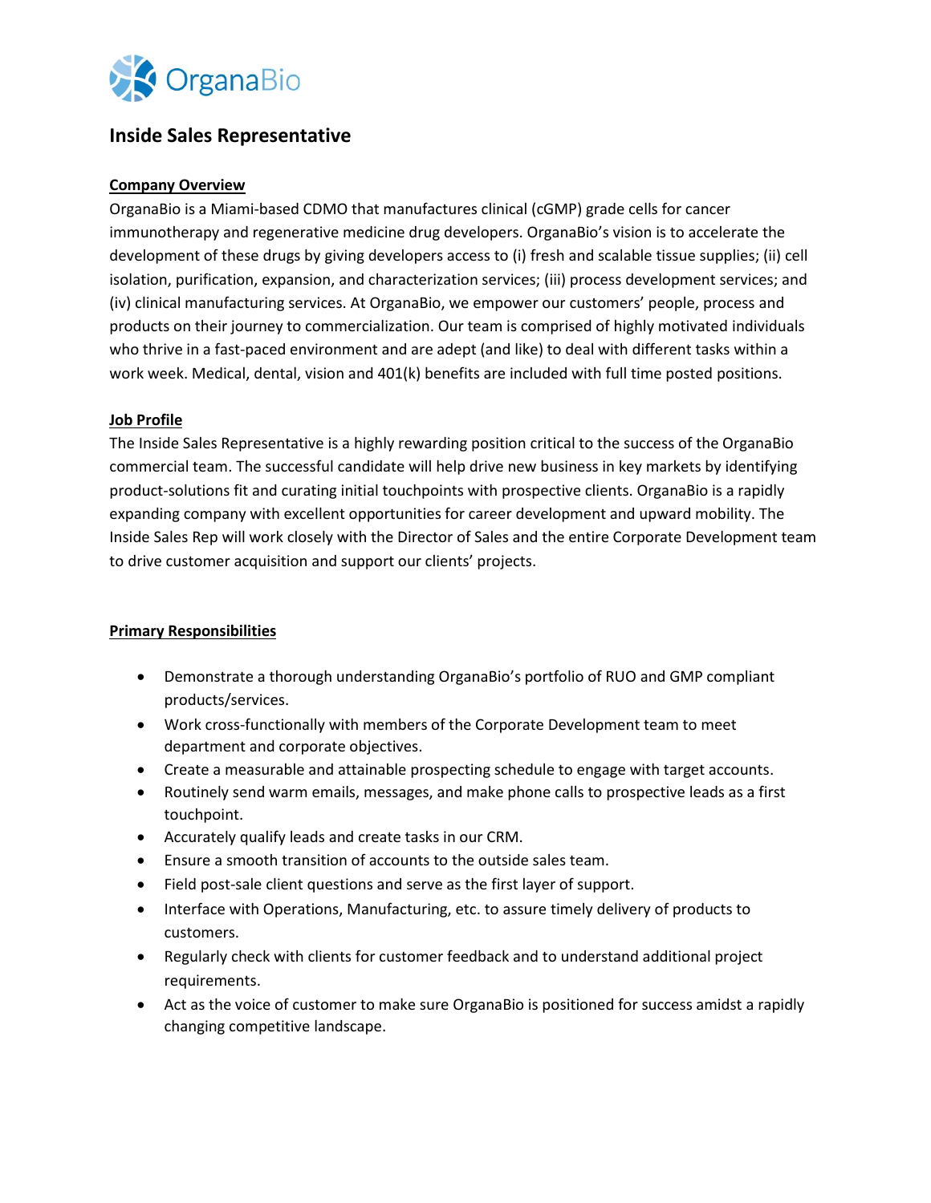OrganaBio

# Inside Sales Representative

## Company Overview

OrganaBio is a Miami-based CDMO that manufactures clinical (cGMP) grade cells for cancer immunotherapy and regenerative medicine drug developers. OrganaBio's vision is to accelerate the development of these drugs by giving developers access to (i) fresh and scalable tissue supplies; (ii) cell isolation, purification, expansion, and characterization services; (iii) process development services; and (iv) clinical manufacturing services. At OrganaBio, we empower our customers' people, process and products on their journey to commercialization. Our team is comprised of highly motivated individuals who thrive in a fast-paced environment and are adept (and like) to deal with different tasks within a work week. Medical, dental, vision and 401(k) benefits are included with full time posted positions.

## Job Profile

The Inside Sales Representative is a highly rewarding position critical to the success of the OrganaBio commercial team. The successful candidate will help drive new business in key markets by identifying product-solutions fit and curating initial touchpoints with prospective clients. OrganaBio is a rapidly expanding company with excellent opportunities for career development and upward mobility. The Inside Sales Rep will work closely with the Director of Sales and the entire Corporate Development team to drive customer acquisition and support our clients' projects.

## Primary Responsibilities

- Demonstrate a thorough understanding OrganaBio's portfolio of RUO and GMP compliant products/services.
- Work cross-functionally with members of the Corporate Development team to meet department and corporate objectives.
- Create a measurable and attainable prospecting schedule to engage with target accounts.
- Routinely send warm emails, messages, and make phone calls to prospective leads as a first touchpoint.
- Accurately qualify leads and create tasks in our CRM.
- Ensure a smooth transition of accounts to the outside sales team.
- Field post-sale client questions and serve as the first layer of support.
- Interface with Operations, Manufacturing, etc. to assure timely delivery of products to customers.
- Regularly check with clients for customer feedback and to understand additional project requirements.
- Act as the voice of customer to make sure OrganaBio is positioned for success amidst a rapidly changing competitive landscape.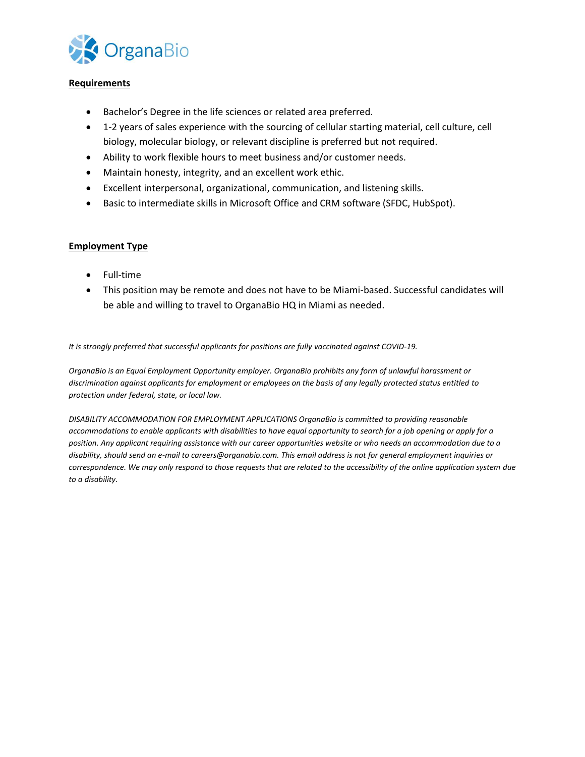**Requirements**

- Bachelor's Degree in the life sciences or related area preferred.
- 1-2 years of sales experience with the sourcing of cellular starting material, cell culture, cell biology, molecular biology, or relevant discipline is preferred but not required.
- Ability to work flexible hours to meet business and/or customer needs.
- Maintain honesty, integrity, and an excellent work ethic.
- Excellent interpersonal, organizational, communication, and listening skills.
- Basic to intermediate skills in Microsoft Office and CRM software (SFDC, HubSpot).

**Employment Type**

- Full-time
- This position may be remote and does not have to be Miami-based. Successful candidates will be able and willing to travel to OrganaBio HQ in Miami as needed.

*It is strongly preferred that successful applicants for positions are fully vaccinated against COVID-19.*

*OrganaBio is an Equal Employment Opportunity employer. OrganaBio prohibits any form of unlawful harassment or discrimination against applicants for employment or employees on the basis of any legally protected status entitled to protection under federal, state, or local law.*

*DISABILITY ACCOMMODATION FOR EMPLOYMENT APPLICATIONS OrganaBio is committed to providing reasonable accommodations to enable applicants with disabilities to have equal opportunity to search for a job opening or apply for a position. Any applicant requiring assistance with our career opportunities website or who needs an accommodation due to a disability, should send an e-mail to careers@organabio.com. This email address is not for general employment inquiries or correspondence. We may only respond to those requests that are related to the accessibility of the online application system due to a disability.*